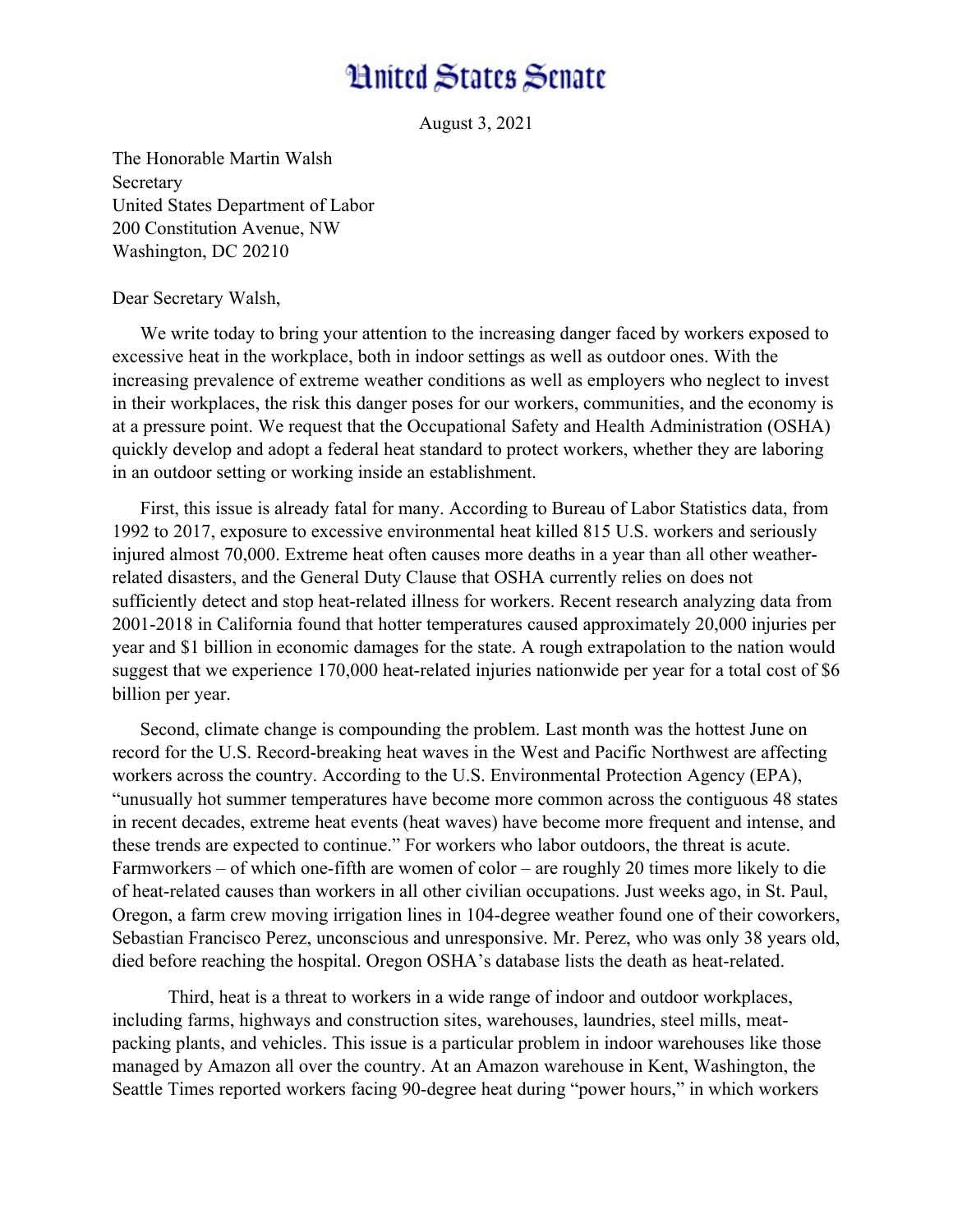# United States Senate

August 3, 2021

The Honorable Martin Walsh
Secretary
United States Department of Labor
200 Constitution Avenue, NW
Washington, DC 20210

Dear Secretary Walsh,

We write today to bring your attention to the increasing danger faced by workers exposed to excessive heat in the workplace, both in indoor settings as well as outdoor ones. With the increasing prevalence of extreme weather conditions as well as employers who neglect to invest in their workplaces, the risk this danger poses for our workers, communities, and the economy is at a pressure point. We request that the Occupational Safety and Health Administration (OSHA) quickly develop and adopt a federal heat standard to protect workers, whether they are laboring in an outdoor setting or working inside an establishment.

First, this issue is already fatal for many. According to Bureau of Labor Statistics data, from 1992 to 2017, exposure to excessive environmental heat killed 815 U.S. workers and seriously injured almost 70,000. Extreme heat often causes more deaths in a year than all other weather-related disasters, and the General Duty Clause that OSHA currently relies on does not sufficiently detect and stop heat-related illness for workers. Recent research analyzing data from 2001-2018 in California found that hotter temperatures caused approximately 20,000 injuries per year and $1 billion in economic damages for the state. A rough extrapolation to the nation would suggest that we experience 170,000 heat-related injuries nationwide per year for a total cost of $6 billion per year.

Second, climate change is compounding the problem. Last month was the hottest June on record for the U.S. Record-breaking heat waves in the West and Pacific Northwest are affecting workers across the country. According to the U.S. Environmental Protection Agency (EPA), "unusually hot summer temperatures have become more common across the contiguous 48 states in recent decades, extreme heat events (heat waves) have become more frequent and intense, and these trends are expected to continue." For workers who labor outdoors, the threat is acute. Farmworkers – of which one-fifth are women of color – are roughly 20 times more likely to die of heat-related causes than workers in all other civilian occupations. Just weeks ago, in St. Paul, Oregon, a farm crew moving irrigation lines in 104-degree weather found one of their coworkers, Sebastian Francisco Perez, unconscious and unresponsive. Mr. Perez, who was only 38 years old, died before reaching the hospital. Oregon OSHA's database lists the death as heat-related.

Third, heat is a threat to workers in a wide range of indoor and outdoor workplaces, including farms, highways and construction sites, warehouses, laundries, steel mills, meat-packing plants, and vehicles. This issue is a particular problem in indoor warehouses like those managed by Amazon all over the country. At an Amazon warehouse in Kent, Washington, the Seattle Times reported workers facing 90-degree heat during "power hours," in which workers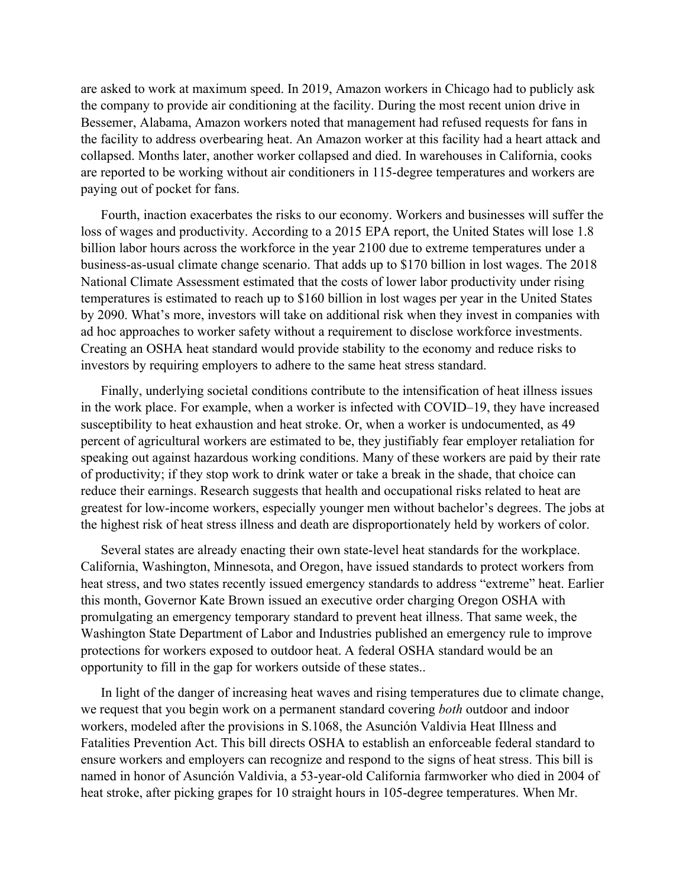are asked to work at maximum speed. In 2019, Amazon workers in Chicago had to publicly ask the company to provide air conditioning at the facility. During the most recent union drive in Bessemer, Alabama, Amazon workers noted that management had refused requests for fans in the facility to address overbearing heat. An Amazon worker at this facility had a heart attack and collapsed. Months later, another worker collapsed and died. In warehouses in California, cooks are reported to be working without air conditioners in 115-degree temperatures and workers are paying out of pocket for fans.

Fourth, inaction exacerbates the risks to our economy. Workers and businesses will suffer the loss of wages and productivity. According to a 2015 EPA report, the United States will lose 1.8 billion labor hours across the workforce in the year 2100 due to extreme temperatures under a business-as-usual climate change scenario. That adds up to $170 billion in lost wages. The 2018 National Climate Assessment estimated that the costs of lower labor productivity under rising temperatures is estimated to reach up to $160 billion in lost wages per year in the United States by 2090. What's more, investors will take on additional risk when they invest in companies with ad hoc approaches to worker safety without a requirement to disclose workforce investments. Creating an OSHA heat standard would provide stability to the economy and reduce risks to investors by requiring employers to adhere to the same heat stress standard.

Finally, underlying societal conditions contribute to the intensification of heat illness issues in the work place. For example, when a worker is infected with COVID–19, they have increased susceptibility to heat exhaustion and heat stroke. Or, when a worker is undocumented, as 49 percent of agricultural workers are estimated to be, they justifiably fear employer retaliation for speaking out against hazardous working conditions. Many of these workers are paid by their rate of productivity; if they stop work to drink water or take a break in the shade, that choice can reduce their earnings. Research suggests that health and occupational risks related to heat are greatest for low-income workers, especially younger men without bachelor's degrees. The jobs at the highest risk of heat stress illness and death are disproportionately held by workers of color.

Several states are already enacting their own state-level heat standards for the workplace. California, Washington, Minnesota, and Oregon, have issued standards to protect workers from heat stress, and two states recently issued emergency standards to address "extreme" heat. Earlier this month, Governor Kate Brown issued an executive order charging Oregon OSHA with promulgating an emergency temporary standard to prevent heat illness. That same week, the Washington State Department of Labor and Industries published an emergency rule to improve protections for workers exposed to outdoor heat. A federal OSHA standard would be an opportunity to fill in the gap for workers outside of these states..

In light of the danger of increasing heat waves and rising temperatures due to climate change, we request that you begin work on a permanent standard covering *both* outdoor and indoor workers, modeled after the provisions in S.1068, the Asunción Valdivia Heat Illness and Fatalities Prevention Act. This bill directs OSHA to establish an enforceable federal standard to ensure workers and employers can recognize and respond to the signs of heat stress. This bill is named in honor of Asunción Valdivia, a 53-year-old California farmworker who died in 2004 of heat stroke, after picking grapes for 10 straight hours in 105-degree temperatures. When Mr.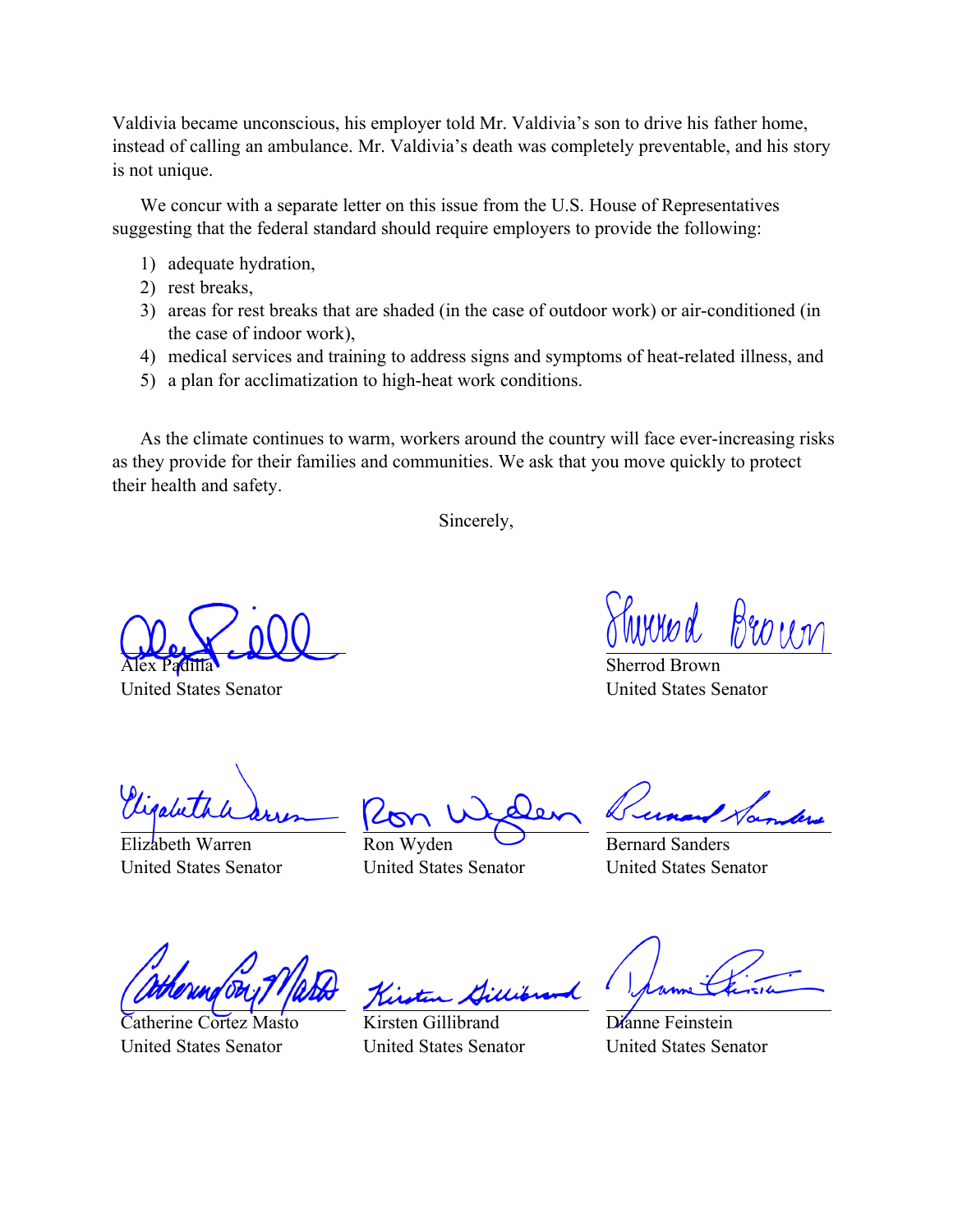Valdivia became unconscious, his employer told Mr. Valdivia's son to drive his father home, instead of calling an ambulance. Mr. Valdivia's death was completely preventable, and his story is not unique.

We concur with a separate letter on this issue from the U.S. House of Representatives suggesting that the federal standard should require employers to provide the following:

1) adequate hydration,
2) rest breaks,
3) areas for rest breaks that are shaded (in the case of outdoor work) or air-conditioned (in the case of indoor work),
4) medical services and training to address signs and symptoms of heat-related illness, and
5) a plan for acclimatization to high-heat work conditions.

As the climate continues to warm, workers around the country will face ever-increasing risks as they provide for their families and communities. We ask that you move quickly to protect their health and safety.

Sincerely,

Alex Padilla
United States Senator

Sherrod Brown
United States Senator

Elizabeth Warren
United States Senator

Ron Wyden
United States Senator

Bernard Sanders
United States Senator

Catherine Cortez Masto
United States Senator

Kirsten Gillibrand
United States Senator

Dianne Feinstein
United States Senator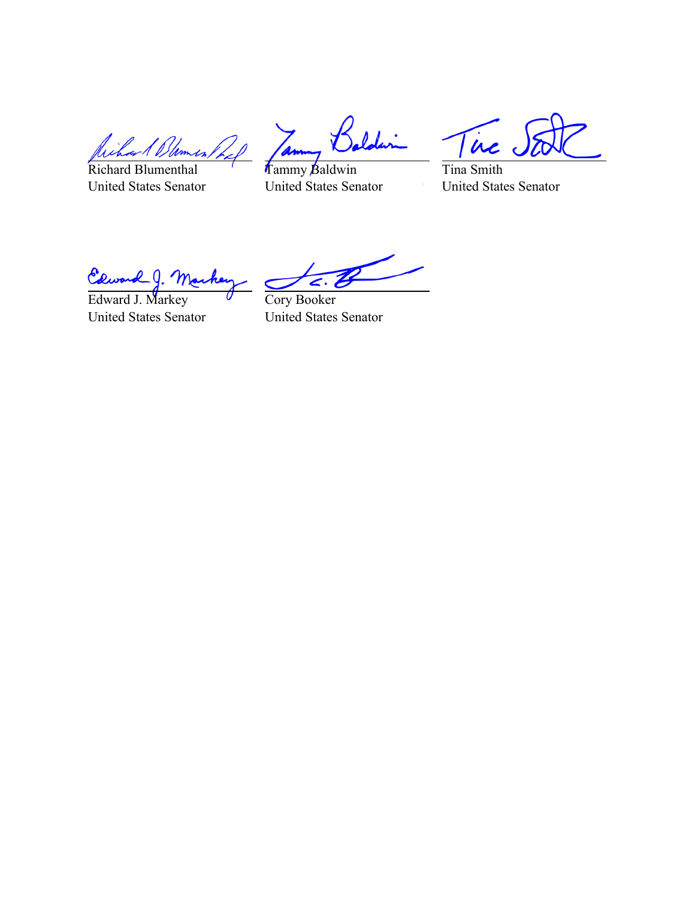Richard Blumenthal
United States Senator

Tammy Baldwin
United States Senator

Tina Smith
United States Senator

Edward J. Markey
United States Senator

Cory Booker
United States Senator